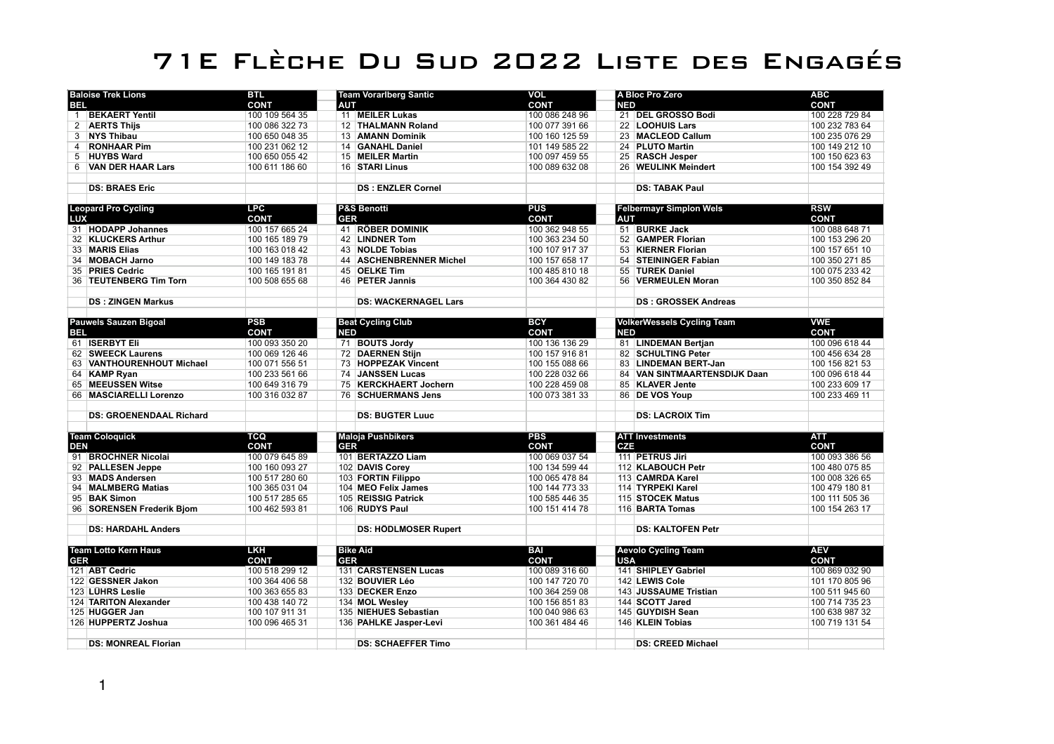# 71E Flèche Du Sud 2022 Liste des Engagés

| Baloise Trek Lions | | BTL |
|---|---|---|
| BEL | | CONT |
| 1 | BEKAERT Yentil | 100 109 564 35 |
| 2 | AERTS Thijs | 100 086 322 73 |
| 3 | NYS Thibau | 100 650 048 35 |
| 4 | RONHAAR Pim | 100 231 062 12 |
| 5 | HUYBS Ward | 100 650 055 42 |
| 6 | VAN DER HAAR Lars | 100 611 186 60 |
| | DS: BRAES Eric | |

| Team Vorarlberg Santic | | VOL |
|---|---|---|
| AUT | | CONT |
| 11 | MEILER Lukas | 100 086 248 96 |
| 12 | THALMANN Roland | 100 077 391 66 |
| 13 | AMANN Dominik | 100 160 125 59 |
| 14 | GANAHL Daniel | 101 149 585 22 |
| 15 | MEILER Martin | 100 097 459 55 |
| 16 | STARI Linus | 100 089 632 08 |
| | DS : ENZLER Cornel | |

| A Bloc Pro Zero | | ABC |
|---|---|---|
| NED | | CONT |
| 21 | DEL GROSSO Bodi | 100 228 729 84 |
| 22 | LOOHUIS Lars | 100 232 783 64 |
| 23 | MACLEOD Callum | 100 235 076 29 |
| 24 | PLUTO Martin | 100 149 212 10 |
| 25 | RASCH Jesper | 100 150 623 63 |
| 26 | WEULINK Meindert | 100 154 392 49 |
| | DS: TABAK Paul | |

| Leopard Pro Cycling | | LPC |
|---|---|---|
| LUX | | CONT |
| 31 | HODAPP Johannes | 100 157 665 24 |
| 32 | KLUCKERS Arthur | 100 165 189 79 |
| 33 | MARIS Elias | 100 163 018 42 |
| 34 | MOBACH Jarno | 100 149 183 78 |
| 35 | PRIES Cedric | 100 165 191 81 |
| 36 | TEUTENBERG Tim Torn | 100 508 655 68 |
| | DS : ZINGEN Markus | |

| P&S Benotti | | PUS |
|---|---|---|
| GER | | CONT |
| 41 | RÖBER DOMINIK | 100 362 948 55 |
| 42 | LINDNER Tom | 100 363 234 50 |
| 43 | NOLDE Tobias | 100 107 917 37 |
| 44 | ASCHENBRENNER Michel | 100 157 658 17 |
| 45 | OELKE Tim | 100 485 810 18 |
| 46 | PETER Jannis | 100 364 430 82 |
| | DS: WACKERNAGEL Lars | |

| Felbermayr Simplon Wels | | RSW |
|---|---|---|
| AUT | | CONT |
| 51 | BURKE Jack | 100 088 648 71 |
| 52 | GAMPER Florian | 100 153 296 20 |
| 53 | KIERNER Florian | 100 157 651 10 |
| 54 | STEININGER Fabian | 100 350 271 85 |
| 55 | TUREK Daniel | 100 075 233 42 |
| 56 | VERMEULEN Moran | 100 350 852 84 |
| | DS : GROSSEK Andreas | |

| Pauwels Sauzen Bigoal | | PSB |
|---|---|---|
| BEL | | CONT |
| 61 | ISERBYT Eli | 100 093 350 20 |
| 62 | SWEECK Laurens | 100 069 126 46 |
| 63 | VANTHOURENHOUT Michael | 100 071 556 51 |
| 64 | KAMP Ryan | 100 233 561 66 |
| 65 | MEEUSSEN Witse | 100 649 316 79 |
| 66 | MASCIARELLI Lorenzo | 100 316 032 87 |
| | DS: GROENENDAAL Richard | |

| Beat Cycling Club | | BCY |
|---|---|---|
| NED | | CONT |
| 71 | BOUTS Jordy | 100 136 136 29 |
| 72 | DAERNEN Stijn | 100 157 916 81 |
| 73 | HOPPEZAK Vincent | 100 155 088 66 |
| 74 | JANSSEN Lucas | 100 228 032 66 |
| 75 | KERCKHAERT Jochern | 100 228 459 08 |
| 76 | SCHUERMANS Jens | 100 073 381 33 |
| | DS: BUGTER Luuc | |

| VolkerWessels Cycling Team | | VWE |
|---|---|---|
| NED | | CONT |
| 81 | LINDEMAN Bertjan | 100 096 618 44 |
| 82 | SCHULTING Peter | 100 456 634 28 |
| 83 | LINDEMAN BERT-Jan | 100 156 821 53 |
| 84 | VAN SINTMAARTENSDIJK Daan | 100 096 618 44 |
| 85 | KLAVER Jente | 100 233 609 17 |
| 86 | DE VOS Youp | 100 233 469 11 |
| | DS: LACROIX Tim | |

| Team Coloquick | | TCQ |
|---|---|---|
| DEN | | CONT |
| 91 | BROCHNER Nicolai | 100 079 645 89 |
| 92 | PALLESEN Jeppe | 100 160 093 27 |
| 93 | MADS Andersen | 100 517 280 60 |
| 94 | MALMBERG Matias | 100 365 031 04 |
| 95 | BAK Simon | 100 517 285 65 |
| 96 | SORENSEN Frederik Bjom | 100 462 593 81 |
| | DS: HARDAHL Anders | |

| Maloja Pushbikers | | PBS |
|---|---|---|
| GER | | CONT |
| 101 | BERTAZZO Liam | 100 069 037 54 |
| 102 | DAVIS Corey | 100 134 599 44 |
| 103 | FORTIN Filippo | 100 065 478 84 |
| 104 | MEO Felix James | 100 144 773 33 |
| 105 | REISSIG Patrick | 100 585 446 35 |
| 106 | RUDYS Paul | 100 151 414 78 |
| | DS: HÖDLMOSER Rupert | |

| ATT Investments | | ATT |
|---|---|---|
| CZE | | CONT |
| 111 | PETRUS Jiri | 100 093 386 56 |
| 112 | KLABOUCH Petr | 100 480 075 85 |
| 113 | CAMRDA Karel | 100 008 326 65 |
| 114 | TYRPEKI Karel | 100 479 180 81 |
| 115 | STOCEK Matus | 100 111 505 36 |
| 116 | BARTA Tomas | 100 154 263 17 |
| | DS: KALTOFEN Petr | |

| Team Lotto Kern Haus | | LKH |
|---|---|---|
| GER | | CONT |
| 121 | ABT Cedric | 100 518 299 12 |
| 122 | GESSNER Jakon | 100 364 406 58 |
| 123 | LÜHRS Leslie | 100 363 655 83 |
| 124 | TARITON Alexander | 100 438 140 72 |
| 125 | HUGGER Jan | 100 107 911 31 |
| 126 | HUPPERTZ Joshua | 100 096 465 31 |
| | DS: MONREAL Florian | |

| Bike Aid | | BAI |
|---|---|---|
| GER | | CONT |
| 131 | CARSTENSEN Lucas | 100 089 316 60 |
| 132 | BOUVIER Léo | 100 147 720 70 |
| 133 | DECKER Enzo | 100 364 259 08 |
| 134 | MOL Wesley | 100 156 851 83 |
| 135 | NIEHUES Sebastian | 100 040 986 63 |
| 136 | PAHLKE Jasper-Levi | 100 361 484 46 |
| | DS: SCHAEFFER Timo | |

| Aevolo Cycling Team | | AEV |
|---|---|---|
| USA | | CONT |
| 141 | SHIPLEY Gabriel | 100 869 032 90 |
| 142 | LEWIS Cole | 101 170 805 96 |
| 143 | JUSSAUME Tristian | 100 511 945 60 |
| 144 | SCOTT Jared | 100 714 735 23 |
| 145 | GUYDISH Sean | 100 638 987 32 |
| 146 | KLEIN Tobias | 100 719 131 54 |
| | DS: CREED Michael | |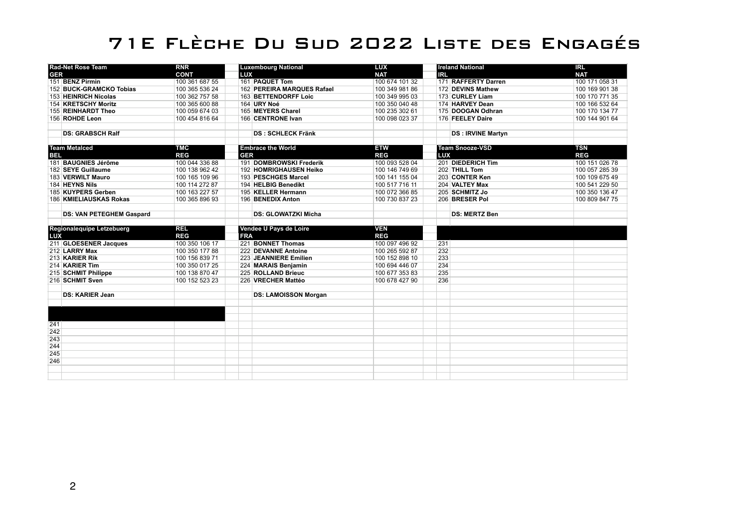# 71E Flèche Du Sud 2022 Liste des Engagés

| Rad-Net Rose Team | | RNR |
|---|---|---|
| GER | | CONT |
| 151 | BENZ Pirmin | 100 361 687 55 |
| 152 | BUCK-GRAMCKO Tobias | 100 365 536 24 |
| 153 | HEINRICH Nicolas | 100 362 757 58 |
| 154 | KRETSCHY Moritz | 100 365 600 88 |
| 155 | REINHARDT Theo | 100 059 674 03 |
| 156 | ROHDE Leon | 100 454 816 64 |
| | DS: GRABSCH Ralf | |

| Luxembourg National | | LUX |
|---|---|---|
| LUX | | NAT |
| 161 | PAQUET Tom | 100 674 101 32 |
| 162 | PEREIRA MARQUES Rafael | 100 349 981 86 |
| 163 | BETTENDORFF Loic | 100 349 995 03 |
| 164 | URY Noé | 100 350 040 48 |
| 165 | MEYERS Charel | 100 235 302 61 |
| 166 | CENTRONE Ivan | 100 098 023 37 |
| | DS : SCHLECK Fränk | |

| Ireland National | | IRL |
|---|---|---|
| IRL | | NAT |
| 171 | RAFFERTY Darren | 100 171 058 31 |
| 172 | DEVINS Mathew | 100 169 901 38 |
| 173 | CURLEY Liam | 100 170 771 35 |
| 174 | HARVEY Dean | 100 166 532 64 |
| 175 | DOOGAN Odhran | 100 170 134 77 |
| 176 | FEELEY Daire | 100 144 901 64 |
| | DS : IRVINE Martyn | |

| Team Metalced | | TMC |
|---|---|---|
| BEL | | REG |
| 181 | BAUGNIES Jérôme | 100 044 336 88 |
| 182 | SEYE Guillaume | 100 138 962 42 |
| 183 | VERWILT Mauro | 100 165 109 96 |
| 184 | HEYNS Nils | 100 114 272 87 |
| 185 | KUYPERS Gerben | 100 163 227 57 |
| 186 | KMIELIAUSKAS Rokas | 100 365 896 93 |
| | DS: VAN PETEGHEM Gaspard | |

| Embrace the World | | ETW |
|---|---|---|
| GER | | REG |
| 191 | DOMBROWSKI Frederik | 100 093 528 04 |
| 192 | HOMRIGHAUSEN Heiko | 100 146 749 69 |
| 193 | PESCHGES Marcel | 100 141 155 04 |
| 194 | HELBIG Benedikt | 100 517 716 11 |
| 195 | KELLER Hermann | 100 072 366 85 |
| 196 | BENEDIX Anton | 100 730 837 23 |
| | DS: GLOWATZKI Micha | |

| Team Snooze-VSD | | TSN |
|---|---|---|
| LUX | | REG |
| 201 | DIEDERICH Tim | 100 151 026 78 |
| 202 | THILL Tom | 100 057 285 39 |
| 203 | CONTER Ken | 100 109 675 49 |
| 204 | VALTEY Max | 100 541 229 50 |
| 205 | SCHMITZ Jo | 100 350 136 47 |
| 206 | BRESER Pol | 100 809 847 75 |
| | DS: MERTZ Ben | |

| Regionalequipe Letzebuerg | | REL |
|---|---|---|
| LUX | | REG |
| 211 | GLOESENER Jacques | 100 350 106 17 |
| 212 | LARRY Max | 100 350 177 88 |
| 213 | KARIER Rik | 100 156 839 71 |
| 214 | KARIER Tim | 100 350 017 25 |
| 215 | SCHMIT Philippe | 100 138 870 47 |
| 216 | SCHMIT Sven | 100 152 523 23 |
| | DS: KARIER Jean | |

| Vendee U Pays de Loire | | VEN |
|---|---|---|
| FRA | | REG |
| 221 | BONNET Thomas | 100 097 496 92 |
| 222 | DEVANNE Antoine | 100 265 592 87 |
| 223 | JEANNIERE Emilien | 100 152 898 10 |
| 224 | MARAIS Benjamin | 100 694 446 07 |
| 225 | ROLLAND Brieuc | 100 677 353 83 |
| 226 | VRECHER Mattéo | 100 678 427 90 |
| | DS: LAMOISSON Morgan | |

| | | |
|---|---|---|
| 231 | | |
| 232 | | |
| 233 | | |
| 234 | | |
| 235 | | |
| 236 | | |

| | | |
|---|---|---|
| 241 | | |
| 242 | | |
| 243 | | |
| 244 | | |
| 245 | | |
| 246 | | |